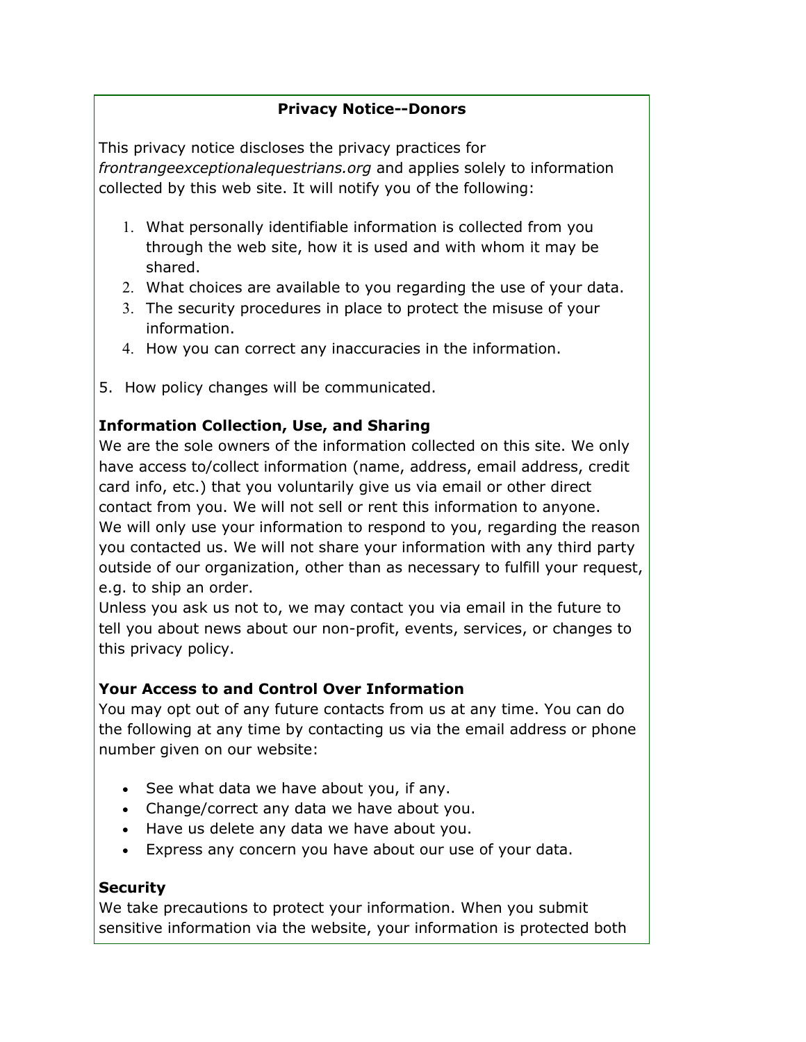# Privacy Notice--Donors

This privacy notice discloses the privacy practices for *frontrangeexceptionalequestrians.org* and applies solely to information collected by this web site. It will notify you of the following:

1. What personally identifiable information is collected from you through the web site, how it is used and with whom it may be shared.
2. What choices are available to you regarding the use of your data.
3. The security procedures in place to protect the misuse of your information.
4. How you can correct any inaccuracies in the information.
5. How policy changes will be communicated.

## Information Collection, Use, and Sharing

We are the sole owners of the information collected on this site. We only have access to/collect information (name, address, email address, credit card info, etc.) that you voluntarily give us via email or other direct contact from you. We will not sell or rent this information to anyone.
We will only use your information to respond to you, regarding the reason you contacted us. We will not share your information with any third party outside of our organization, other than as necessary to fulfill your request, e.g. to ship an order.
Unless you ask us not to, we may contact you via email in the future to tell you about news about our non-profit, events, services, or changes to this privacy policy.

## Your Access to and Control Over Information

You may opt out of any future contacts from us at any time. You can do the following at any time by contacting us via the email address or phone number given on our website:

- See what data we have about you, if any.
- Change/correct any data we have about you.
- Have us delete any data we have about you.
- Express any concern you have about our use of your data.

## Security

We take precautions to protect your information. When you submit sensitive information via the website, your information is protected both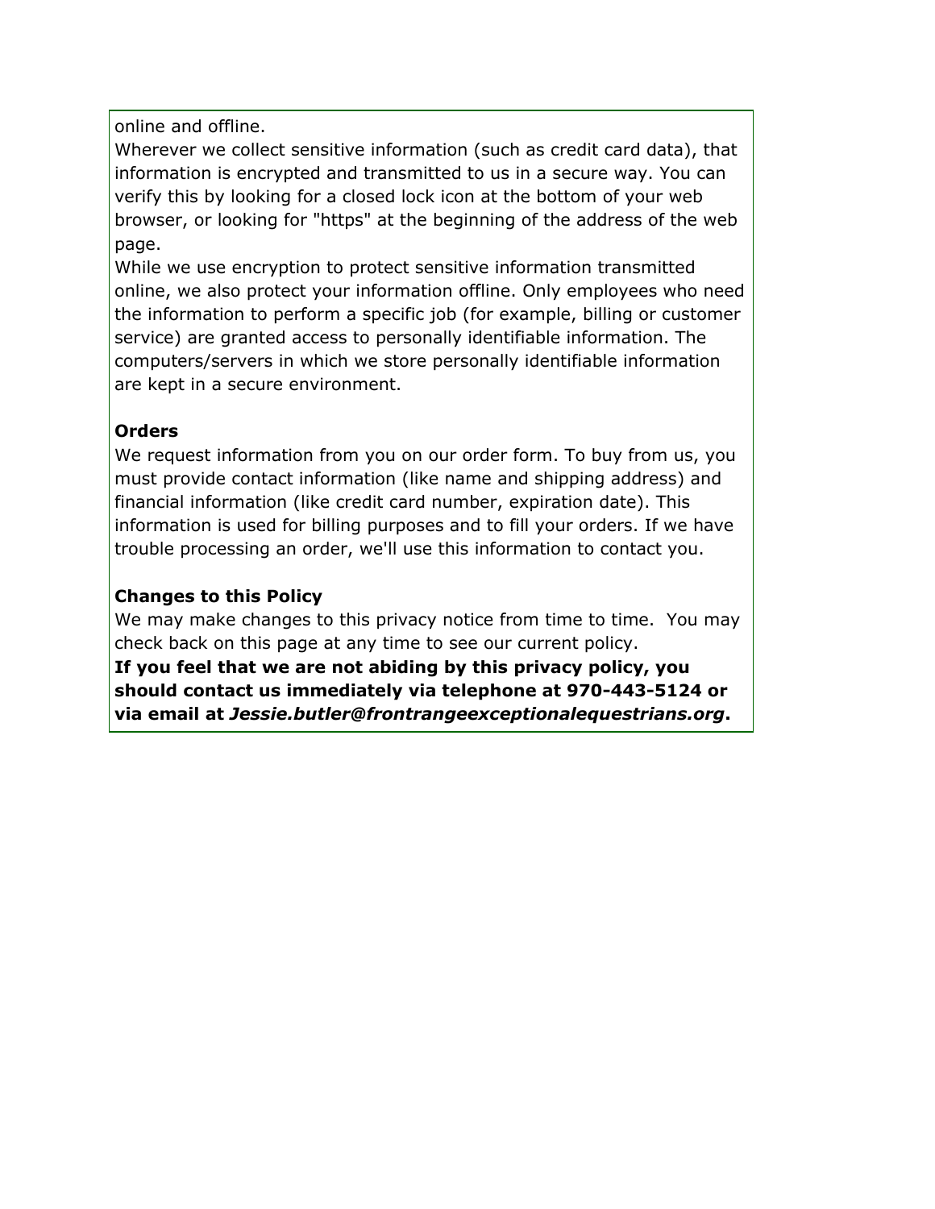online and offline.

Wherever we collect sensitive information (such as credit card data), that information is encrypted and transmitted to us in a secure way. You can verify this by looking for a closed lock icon at the bottom of your web browser, or looking for "https" at the beginning of the address of the web page.

While we use encryption to protect sensitive information transmitted online, we also protect your information offline. Only employees who need the information to perform a specific job (for example, billing or customer service) are granted access to personally identifiable information. The computers/servers in which we store personally identifiable information are kept in a secure environment.

**Orders**

We request information from you on our order form. To buy from us, you must provide contact information (like name and shipping address) and financial information (like credit card number, expiration date). This information is used for billing purposes and to fill your orders. If we have trouble processing an order, we'll use this information to contact you.

**Changes to this Policy**

We may make changes to this privacy notice from time to time. You may check back on this page at any time to see our current policy.

**If you feel that we are not abiding by this privacy policy, you should contact us immediately via telephone at 970-443-5124 or via email at *Jessie.butler@frontrangeexceptionalequestrians.org*.**